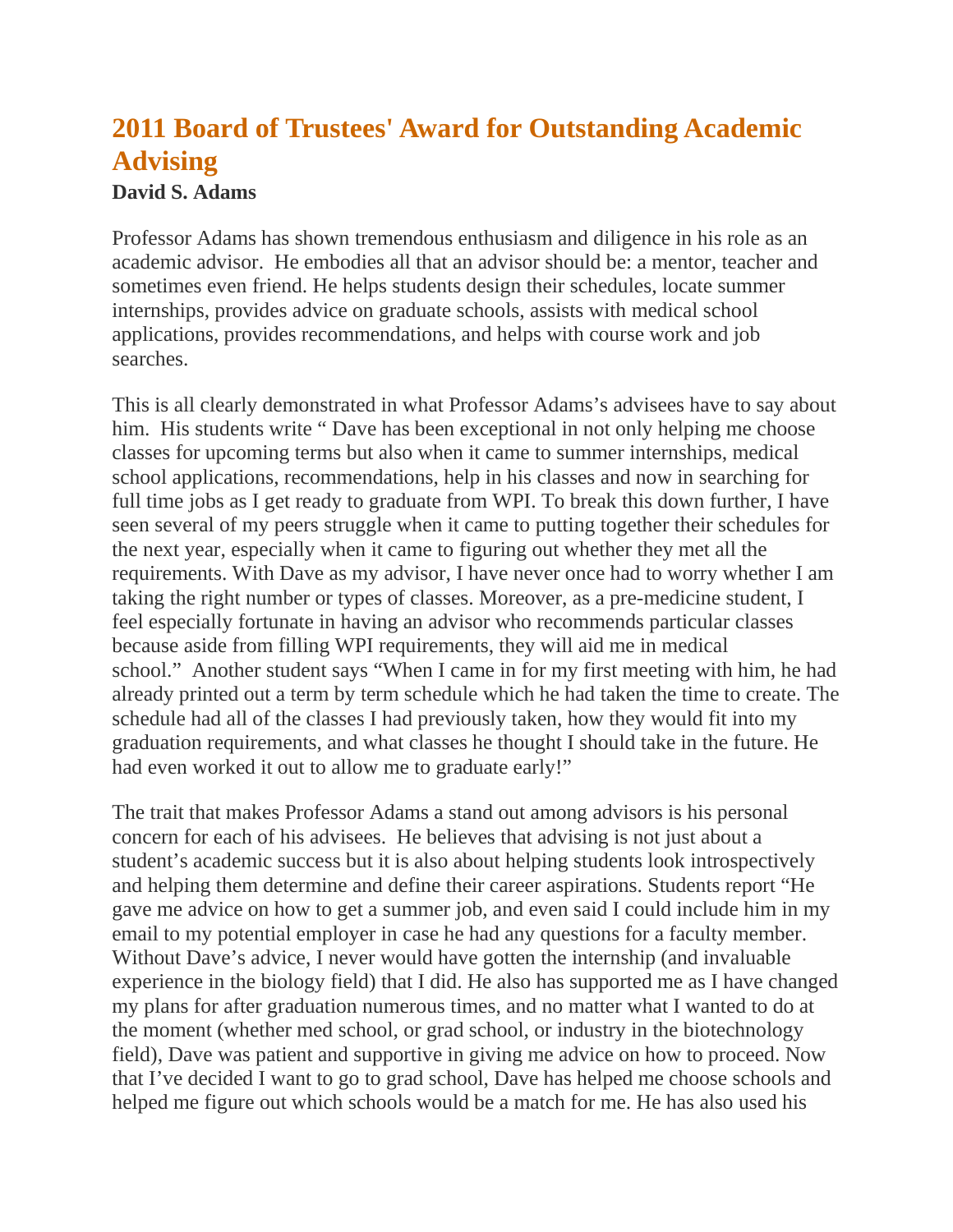# 2011 Board of Trustees' Award for Outstanding Academic Advising

**David S. Adams**

Professor Adams has shown tremendous enthusiasm and diligence in his role as an academic advisor. He embodies all that an advisor should be: a mentor, teacher and sometimes even friend. He helps students design their schedules, locate summer internships, provides advice on graduate schools, assists with medical school applications, provides recommendations, and helps with course work and job searches.

This is all clearly demonstrated in what Professor Adams's advisees have to say about him. His students write " Dave has been exceptional in not only helping me choose classes for upcoming terms but also when it came to summer internships, medical school applications, recommendations, help in his classes and now in searching for full time jobs as I get ready to graduate from WPI. To break this down further, I have seen several of my peers struggle when it came to putting together their schedules for the next year, especially when it came to figuring out whether they met all the requirements. With Dave as my advisor, I have never once had to worry whether I am taking the right number or types of classes. Moreover, as a pre-medicine student, I feel especially fortunate in having an advisor who recommends particular classes because aside from filling WPI requirements, they will aid me in medical school." Another student says "When I came in for my first meeting with him, he had already printed out a term by term schedule which he had taken the time to create. The schedule had all of the classes I had previously taken, how they would fit into my graduation requirements, and what classes he thought I should take in the future. He had even worked it out to allow me to graduate early!"

The trait that makes Professor Adams a stand out among advisors is his personal concern for each of his advisees. He believes that advising is not just about a student's academic success but it is also about helping students look introspectively and helping them determine and define their career aspirations. Students report "He gave me advice on how to get a summer job, and even said I could include him in my email to my potential employer in case he had any questions for a faculty member. Without Dave's advice, I never would have gotten the internship (and invaluable experience in the biology field) that I did. He also has supported me as I have changed my plans for after graduation numerous times, and no matter what I wanted to do at the moment (whether med school, or grad school, or industry in the biotechnology field), Dave was patient and supportive in giving me advice on how to proceed. Now that I've decided I want to go to grad school, Dave has helped me choose schools and helped me figure out which schools would be a match for me. He has also used his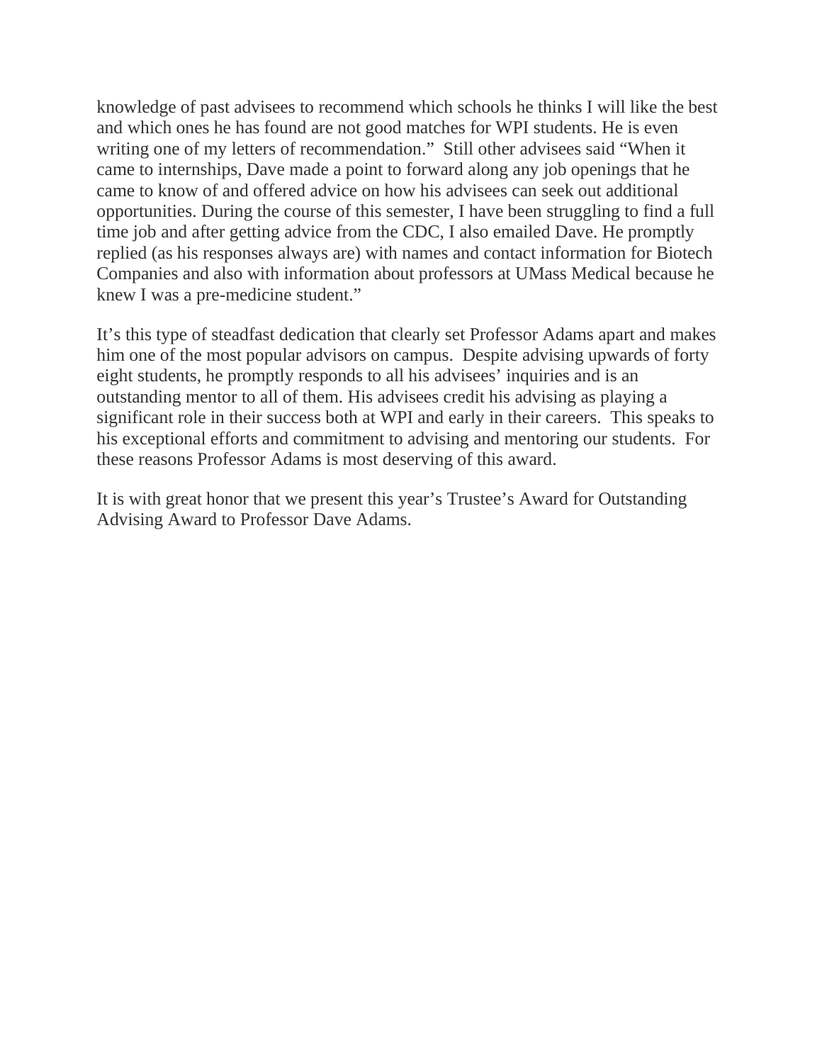knowledge of past advisees to recommend which schools he thinks I will like the best and which ones he has found are not good matches for WPI students. He is even writing one of my letters of recommendation." Still other advisees said "When it came to internships, Dave made a point to forward along any job openings that he came to know of and offered advice on how his advisees can seek out additional opportunities. During the course of this semester, I have been struggling to find a full time job and after getting advice from the CDC, I also emailed Dave. He promptly replied (as his responses always are) with names and contact information for Biotech Companies and also with information about professors at UMass Medical because he knew I was a pre-medicine student."

It's this type of steadfast dedication that clearly set Professor Adams apart and makes him one of the most popular advisors on campus. Despite advising upwards of forty eight students, he promptly responds to all his advisees' inquiries and is an outstanding mentor to all of them. His advisees credit his advising as playing a significant role in their success both at WPI and early in their careers. This speaks to his exceptional efforts and commitment to advising and mentoring our students. For these reasons Professor Adams is most deserving of this award.

It is with great honor that we present this year's Trustee's Award for Outstanding Advising Award to Professor Dave Adams.